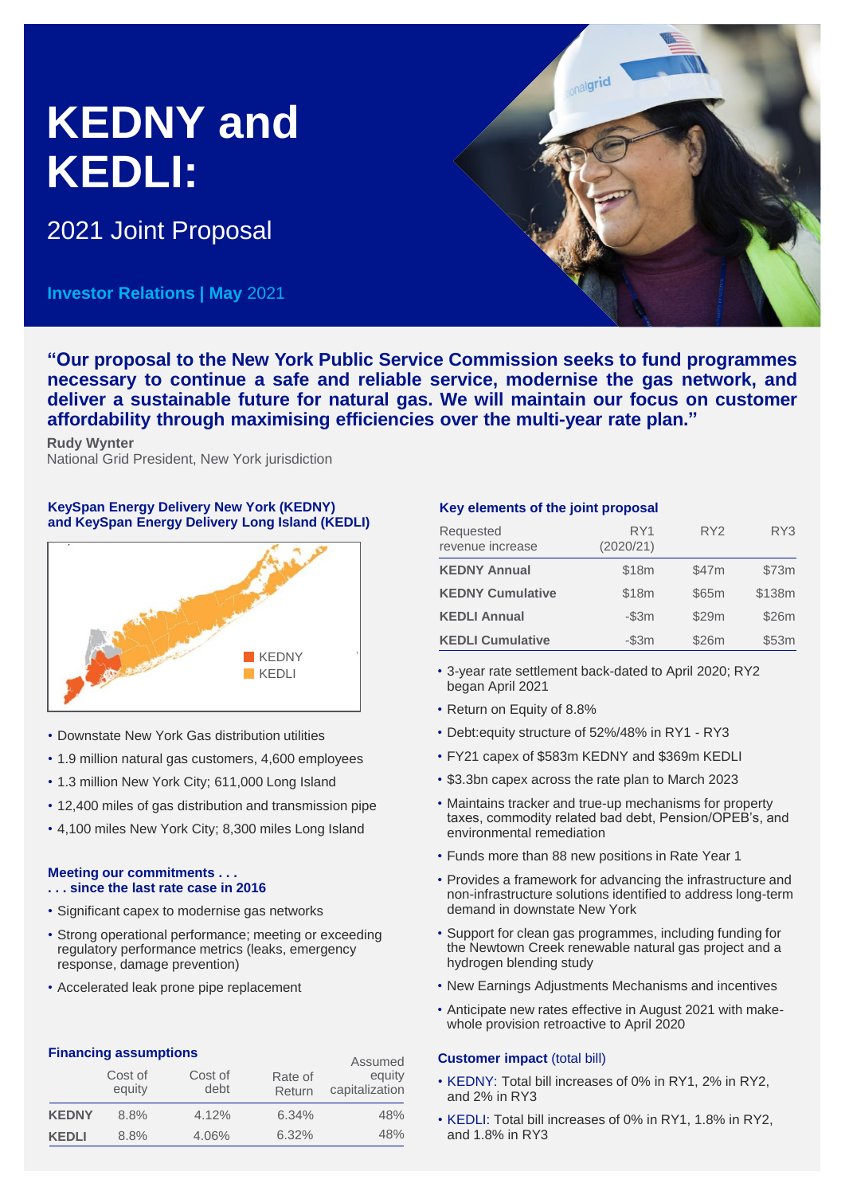# KEDNY and KEDLI:

## 2021 Joint Proposal

**Investor Relations | May** 2021

**"Our proposal to the New York Public Service Commission seeks to fund programmes necessary to continue a safe and reliable service, modernise the gas network, and deliver a sustainable future for natural gas. We will maintain our focus on customer affordability through maximising efficiencies over the multi-year rate plan."**

**Rudy Wynter**
National Grid President, New York jurisdiction

### KeySpan Energy Delivery New York (KEDNY) and KeySpan Energy Delivery Long Island (KEDLI)

- Downstate New York Gas distribution utilities
- 1.9 million natural gas customers, 4,600 employees
- 1.3 million New York City; 611,000 Long Island
- 12,400 miles of gas distribution and transmission pipe
- 4,100 miles New York City; 8,300 miles Long Island

### Meeting our commitments . . . . . . since the last rate case in 2016

- Significant capex to modernise gas networks
- Strong operational performance; meeting or exceeding regulatory performance metrics (leaks, emergency response, damage prevention)
- Accelerated leak prone pipe replacement

### Financing assumptions

| | Cost of equity | Cost of debt | Rate of Return | Assumed equity capitalization |
|---|---|---|---|---|
| **KEDNY** | 8.8% | 4.12% | 6.34% | 48% |
| **KEDLI** | 8.8% | 4.06% | 6.32% | 48% |

### Key elements of the joint proposal

| Requested revenue increase | RY1 (2020/21) | RY2 | RY3 |
|---|---|---|---|
| **KEDNY Annual** | $18m | $47m | $73m |
| **KEDNY Cumulative** | $18m | $65m | $138m |
| **KEDLI Annual** | -$3m | $29m | $26m |
| **KEDLI Cumulative** | -$3m | $26m | $53m |

- 3-year rate settlement back-dated to April 2020; RY2 began April 2021
- Return on Equity of 8.8%
- Debt:equity structure of 52%/48% in RY1 - RY3
- FY21 capex of $583m KEDNY and $369m KEDLI
- $3.3bn capex across the rate plan to March 2023
- Maintains tracker and true-up mechanisms for property taxes, commodity related bad debt, Pension/OPEB's, and environmental remediation
- Funds more than 88 new positions in Rate Year 1
- Provides a framework for advancing the infrastructure and non-infrastructure solutions identified to address long-term demand in downstate New York
- Support for clean gas programmes, including funding for the Newtown Creek renewable natural gas project and a hydrogen blending study
- New Earnings Adjustments Mechanisms and incentives
- Anticipate new rates effective in August 2021 with make-whole provision retroactive to April 2020

### Customer impact (total bill)

- KEDNY: Total bill increases of 0% in RY1, 2% in RY2, and 2% in RY3
- KEDLI: Total bill increases of 0% in RY1, 1.8% in RY2, and 1.8% in RY3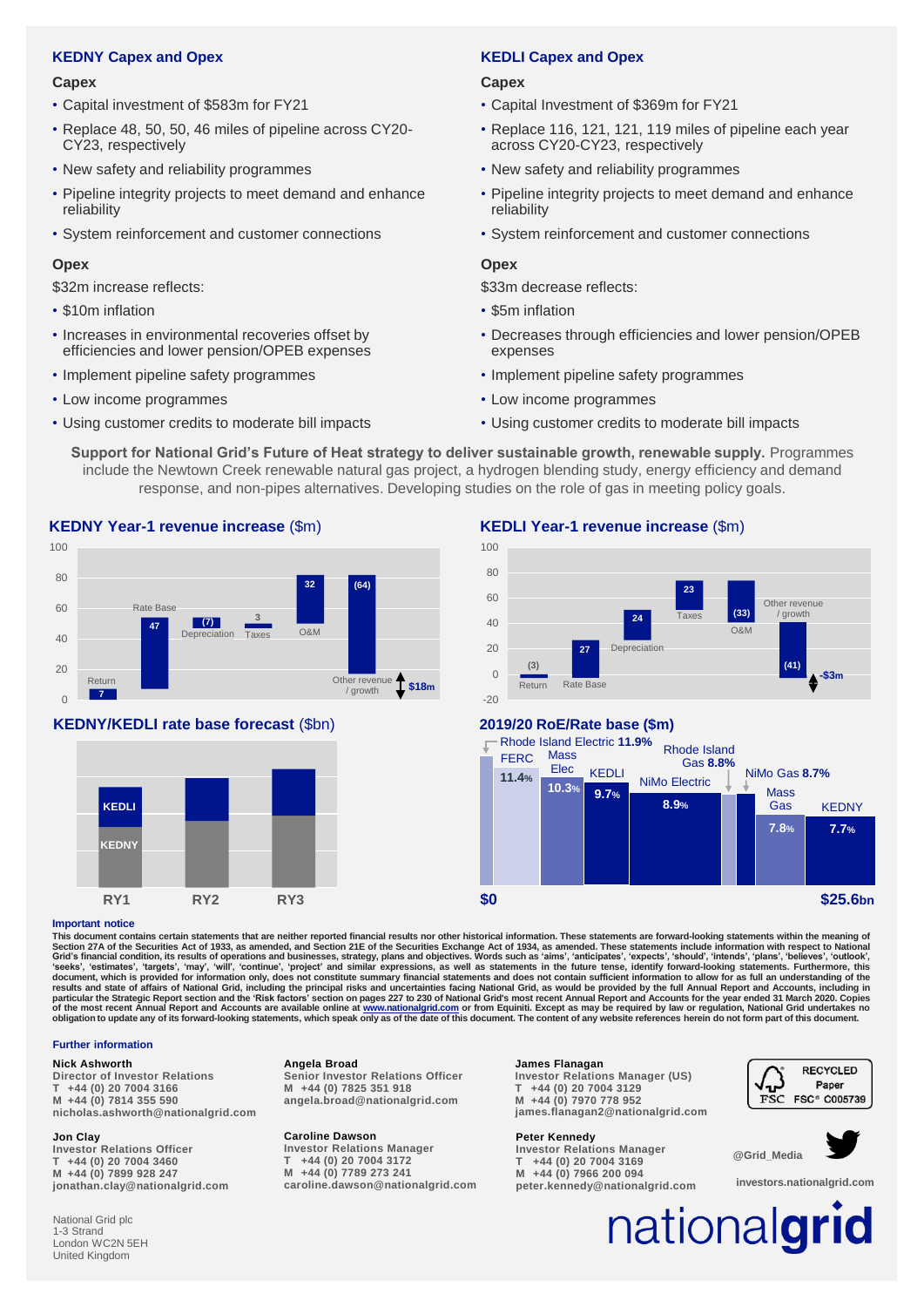## KEDNY Capex and Opex

### Capex

- Capital investment of $583m for FY21
- Replace 48, 50, 50, 46 miles of pipeline across CY20-CY23, respectively
- New safety and reliability programmes
- Pipeline integrity projects to meet demand and enhance reliability
- System reinforcement and customer connections

### Opex

$32m increase reflects:

- $10m inflation
- Increases in environmental recoveries offset by efficiencies and lower pension/OPEB expenses
- Implement pipeline safety programmes
- Low income programmes
- Using customer credits to moderate bill impacts

## KEDLI Capex and Opex

### Capex

- Capital Investment of $369m for FY21
- Replace 116, 121, 121, 119 miles of pipeline each year across CY20-CY23, respectively
- New safety and reliability programmes
- Pipeline integrity projects to meet demand and enhance reliability
- System reinforcement and customer connections

### Opex

$33m decrease reflects:

- $5m inflation
- Decreases through efficiencies and lower pension/OPEB expenses
- Implement pipeline safety programmes
- Low income programmes
- Using customer credits to moderate bill impacts

**Support for National Grid's Future of Heat strategy to deliver sustainable growth, renewable supply.** Programmes include the Newtown Creek renewable natural gas project, a hydrogen blending study, energy efficiency and demand response, and non-pipes alternatives. Developing studies on the role of gas in meeting policy goals.

### KEDNY Year-1 revenue increase ($m)

100
80
60
40
20
0

Return 7
Rate Base 47
Depreciation (7)
Taxes 3
O&M 32
Other revenue / growth (64)
$18m

### KEDLI Year-1 revenue increase ($m)

100
80
60
40
20
0
-20

Return (3)
Rate Base 27
Depreciation 24
Taxes 23
O&M (33)
Other revenue / growth (41)
-$3m

### KEDNY/KEDLI rate base forecast ($bn)

KEDLI
KEDNY
RY1
RY2
RY3

### 2019/20 RoE/Rate base ($m)

Rhode Island Electric **11.9%**
FERC 11.4%
Mass Elec 10.3%
KEDLI 9.7%
Rhode Island Gas **8.8%**
NiMo Electric 8.9%
NiMo Gas **8.7%**
Mass Gas 7.8%
KEDNY 7.7%
$0
$25.6bn

#### Important notice

This document contains certain statements that are neither reported financial results nor other historical information. These statements are forward-looking statements within the meaning of Section 27A of the Securities Act of 1933, as amended, and Section 21E of the Securities Exchange Act of 1934, as amended. These statements include information with respect to National Grid's financial condition, its results of operations and businesses, strategy, plans and objectives. Words such as 'aims', 'anticipates', 'expects', 'should', 'intends', 'plans', 'believes', 'outlook', 'seeks', 'estimates', 'targets', 'may', 'will', 'continue', 'project' and similar expressions, as well as statements in the future tense, identify forward-looking statements. Furthermore, this document, which is provided for information only, does not constitute summary financial statements and does not contain sufficient information to allow for as full an understanding of the results and state of affairs of National Grid, including the principal risks and uncertainties facing National Grid, as would be provided by the full Annual Report and Accounts, including in particular the Strategic Report section and the 'Risk factors' section on pages 227 to 230 of National Grid's most recent Annual Report and Accounts for the year ended 31 March 2020. Copies of the most recent Annual Report and Accounts are available online at www.nationalgrid.com or from Equiniti. Except as may be required by law or regulation, National Grid undertakes no obligation to update any of its forward-looking statements, which speak only as of the date of this document. The content of any website references herein do not form part of this document.

#### Further information

**Nick Ashworth**
Director of Investor Relations
T +44 (0) 20 7004 3166
M +44 (0) 7814 355 590
nicholas.ashworth@nationalgrid.com

**Jon Clay**
Investor Relations Officer
T +44 (0) 20 7004 3460
M +44 (0) 7899 928 247
jonathan.clay@nationalgrid.com

**Angela Broad**
Senior Investor Relations Officer
M +44 (0) 7825 351 918
angela.broad@nationalgrid.com

**Caroline Dawson**
Investor Relations Manager
T +44 (0) 20 7004 3172
M +44 (0) 7789 273 241
caroline.dawson@nationalgrid.com

**James Flanagan**
Investor Relations Manager (US)
T +44 (0) 20 7004 3129
M +44 (0) 7970 778 952
james.flanagan2@nationalgrid.com

**Peter Kennedy**
Investor Relations Manager
T +44 (0) 20 7004 3169
M +44 (0) 7966 200 094
peter.kennedy@nationalgrid.com

RECYCLED Paper FSC® C005739

@Grid_Media

investors.nationalgrid.com

National Grid plc
1-3 Strand
London WC2N 5EH
United Kingdom

nationalgrid